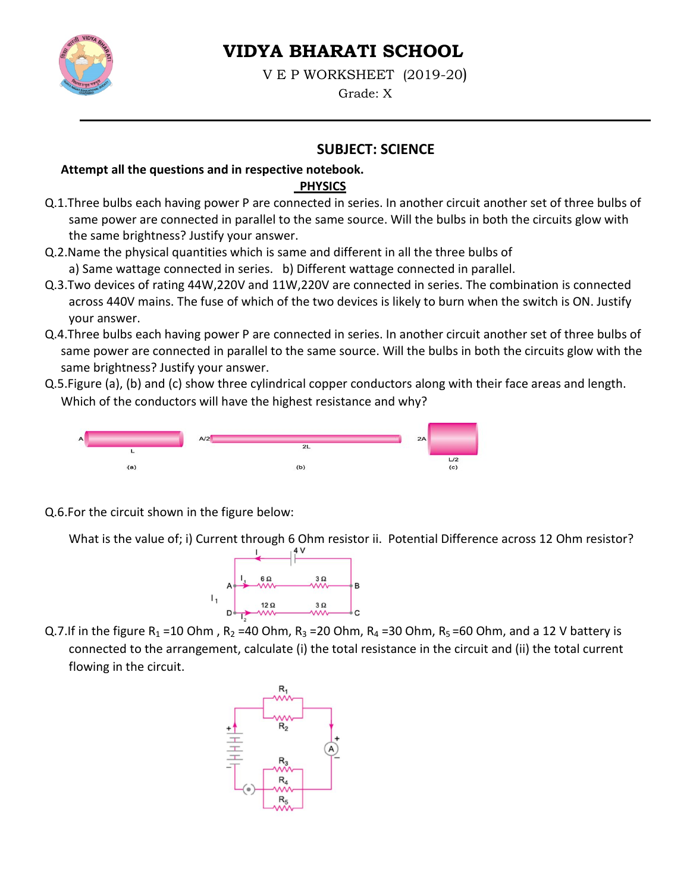# VIDYA BHARATI SCHOOL

V E P WORKSHEET (2019-20)

Grade: X

## SUBJECT: SCIENCE

**Attempt all the questions and in respective notebook.**

### PHYSICS

Q.1.Three bulbs each having power P are connected in series. In another circuit another set of three bulbs of same power are connected in parallel to the same source. Will the bulbs in both the circuits glow with the same brightness? Justify your answer.

Q.2.Name the physical quantities which is same and different in all the three bulbs of
a) Same wattage connected in series. b) Different wattage connected in parallel.

Q.3.Two devices of rating 44W,220V and 11W,220V are connected in series. The combination is connected across 440V mains. The fuse of which of the two devices is likely to burn when the switch is ON. Justify your answer.

Q.4.Three bulbs each having power P are connected in series. In another circuit another set of three bulbs of same power are connected in parallel to the same source. Will the bulbs in both the circuits glow with the same brightness? Justify your answer.

Q.5.Figure (a), (b) and (c) show three cylindrical copper conductors along with their face areas and length. Which of the conductors will have the highest resistance and why?

A, L (a) A/2, 2L (b) 2A, L/2 (c)

Q.6.For the circuit shown in the figure below:

What is the value of; i) Current through 6 Ohm resistor ii. Potential Difference across 12 Ohm resistor?

Q.7.If in the figure $R_1$ =10 Ohm , $R_2$ =40 Ohm, $R_3$ =20 Ohm, $R_4$ =30 Ohm, $R_5$ =60 Ohm, and a 12 V battery is connected to the arrangement, calculate (i) the total resistance in the circuit and (ii) the total current flowing in the circuit.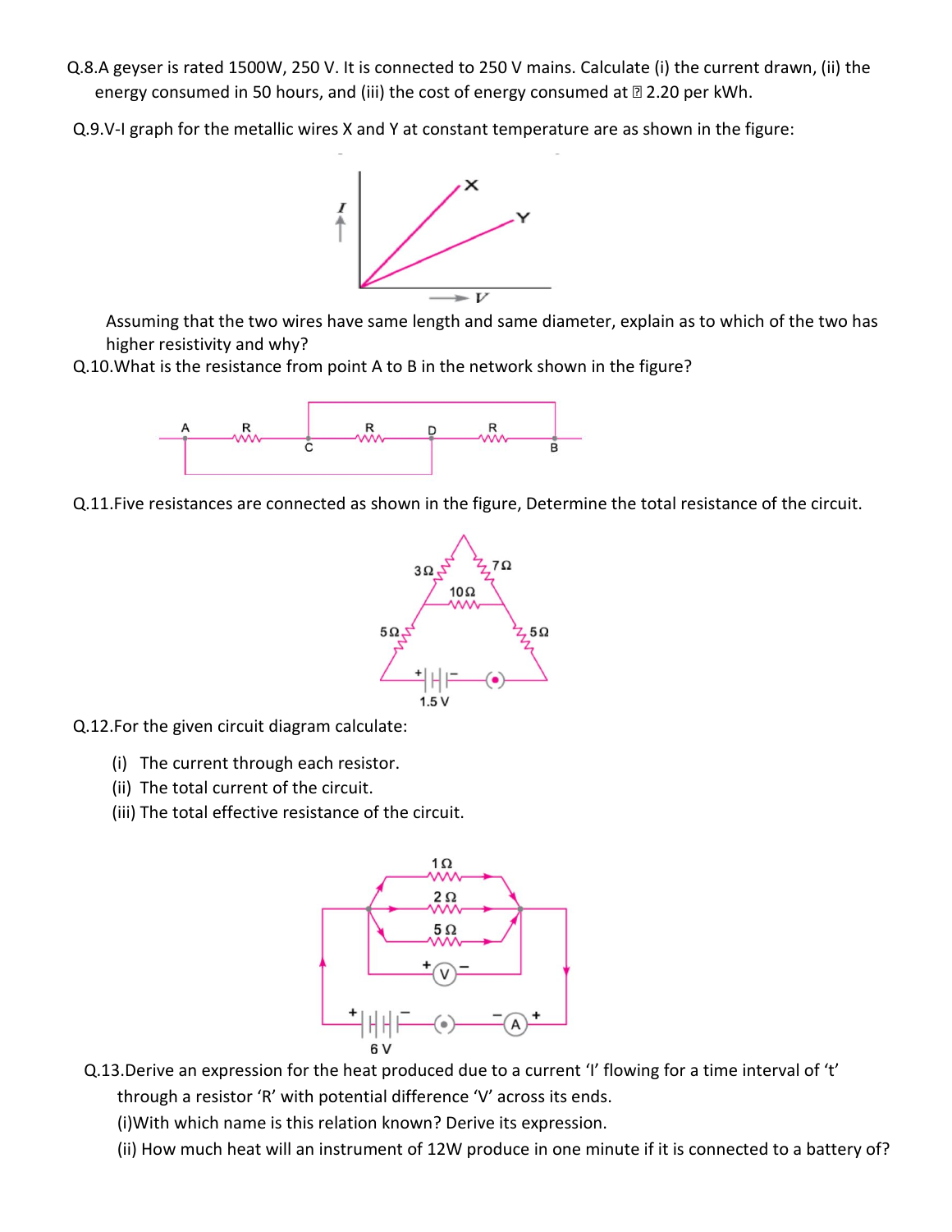Q.8.A geyser is rated 1500W, 250 V. It is connected to 250 V mains. Calculate (i) the current drawn, (ii) the energy consumed in 50 hours, and (iii) the cost of energy consumed at ₹ 2.20 per kWh.

Q.9.V-I graph for the metallic wires X and Y at constant temperature are as shown in the figure:

Assuming that the two wires have same length and same diameter, explain as to which of the two has higher resistivity and why?

Q.10.What is the resistance from point A to B in the network shown in the figure?

Q.11.Five resistances are connected as shown in the figure, Determine the total resistance of the circuit.

Q.12.For the given circuit diagram calculate:

(i) The current through each resistor.
(ii) The total current of the circuit.
(iii) The total effective resistance of the circuit.

Q.13.Derive an expression for the heat produced due to a current 'I' flowing for a time interval of 't' through a resistor 'R' with potential difference 'V' across its ends.

(i)With which name is this relation known? Derive its expression.

(ii) How much heat will an instrument of 12W produce in one minute if it is connected to a battery of?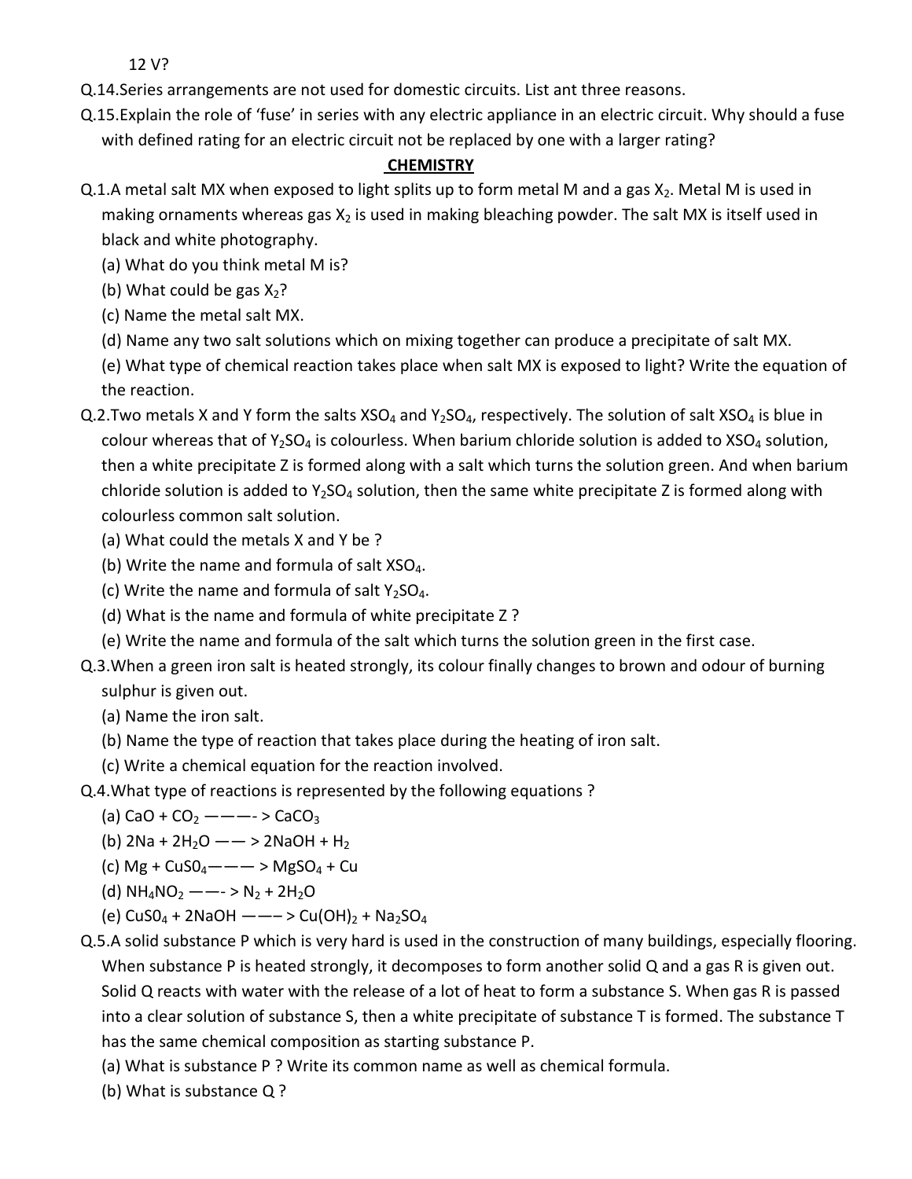12 V?

Q.14.Series arrangements are not used for domestic circuits. List ant three reasons.

Q.15.Explain the role of 'fuse' in series with any electric appliance in an electric circuit. Why should a fuse with defined rating for an electric circuit not be replaced by one with a larger rating?

## CHEMISTRY

Q.1.A metal salt MX when exposed to light splits up to form metal M and a gas $X_2$. Metal M is used in making ornaments whereas gas $X_2$ is used in making bleaching powder. The salt MX is itself used in black and white photography.

(a) What do you think metal M is?

(b) What could be gas $X_2$?

(c) Name the metal salt MX.

(d) Name any two salt solutions which on mixing together can produce a precipitate of salt MX.

(e) What type of chemical reaction takes place when salt MX is exposed to light? Write the equation of the reaction.

Q.2.Two metals X and Y form the salts $XSO_4$ and $Y_2SO_4$, respectively. The solution of salt $XSO_4$ is blue in colour whereas that of $Y_2SO_4$ is colourless. When barium chloride solution is added to $XSO_4$ solution, then a white precipitate Z is formed along with a salt which turns the solution green. And when barium chloride solution is added to $Y_2SO_4$ solution, then the same white precipitate Z is formed along with colourless common salt solution.

(a) What could the metals X and Y be ?

(b) Write the name and formula of salt $XSO_4$.

(c) Write the name and formula of salt $Y_2SO_4$.

(d) What is the name and formula of white precipitate Z ?

(e) Write the name and formula of the salt which turns the solution green in the first case.

Q.3.When a green iron salt is heated strongly, its colour finally changes to brown and odour of burning sulphur is given out.

(a) Name the iron salt.

(b) Name the type of reaction that takes place during the heating of iron salt.

(c) Write a chemical equation for the reaction involved.

Q.4.What type of reactions is represented by the following equations ?

(a) $CaO + CO_2 \longrightarrow CaCO_3$

(b) $2Na + 2H_2O \longrightarrow 2NaOH + H_2$

(c) $Mg + CuSO_4 \longrightarrow MgSO_4 + Cu$

(d) $NH_4NO_2 \longrightarrow N_2 + 2H_2O$

(e) $CuSO_4 + 2NaOH \longrightarrow Cu(OH)_2 + Na_2SO_4$

Q.5.A solid substance P which is very hard is used in the construction of many buildings, especially flooring. When substance P is heated strongly, it decomposes to form another solid Q and a gas R is given out. Solid Q reacts with water with the release of a lot of heat to form a substance S. When gas R is passed into a clear solution of substance S, then a white precipitate of substance T is formed. The substance T has the same chemical composition as starting substance P.

(a) What is substance P ? Write its common name as well as chemical formula.

(b) What is substance Q ?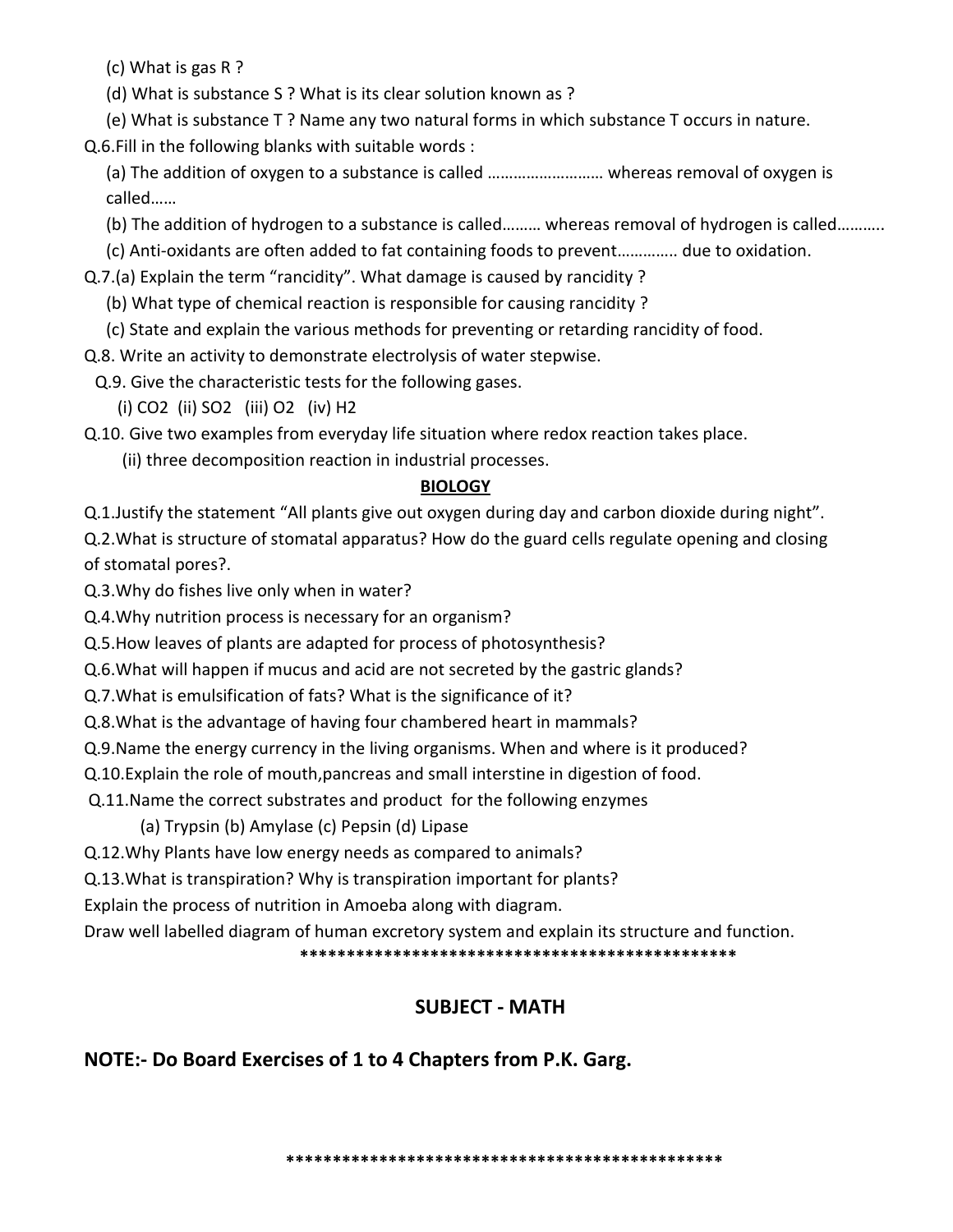(c) What is gas R ?

(d) What is substance S ? What is its clear solution known as ?

(e) What is substance T ? Name any two natural forms in which substance T occurs in nature.

Q.6.Fill in the following blanks with suitable words :

(a) The addition of oxygen to a substance is called …………………….. whereas removal of oxygen is called……

(b) The addition of hydrogen to a substance is called……… whereas removal of hydrogen is called……….

(c) Anti-oxidants are often added to fat containing foods to prevent…………. due to oxidation.

Q.7.(a) Explain the term "rancidity". What damage is caused by rancidity ?

(b) What type of chemical reaction is responsible for causing rancidity ?

(c) State and explain the various methods for preventing or retarding rancidity of food.

Q.8. Write an activity to demonstrate electrolysis of water stepwise.

Q.9. Give the characteristic tests for the following gases.

(i) $CO_2$ (ii) $SO_2$ (iii) $O_2$ (iv) $H_2$

Q.10. Give two examples from everyday life situation where redox reaction takes place.

(ii) three decomposition reaction in industrial processes.

## BIOLOGY

Q.1.Justify the statement "All plants give out oxygen during day and carbon dioxide during night".

Q.2.What is structure of stomatal apparatus? How do the guard cells regulate opening and closing of stomatal pores?.

Q.3.Why do fishes live only when in water?

Q.4.Why nutrition process is necessary for an organism?

Q.5.How leaves of plants are adapted for process of photosynthesis?

Q.6.What will happen if mucus and acid are not secreted by the gastric glands?

Q.7.What is emulsification of fats? What is the significance of it?

Q.8.What is the advantage of having four chambered heart in mammals?

Q.9.Name the energy currency in the living organisms. When and where is it produced?

Q.10.Explain the role of mouth,pancreas and small interstine in digestion of food.

Q.11.Name the correct substrates and product for the following enzymes

(a) Trypsin (b) Amylase (c) Pepsin (d) Lipase

Q.12.Why Plants have low energy needs as compared to animals?

Q.13.What is transpiration? Why is transpiration important for plants?

Explain the process of nutrition in Amoeba along with diagram.

Draw well labelled diagram of human excretory system and explain its structure and function.

\*\*\*\*\*\*\*\*\*\*\*\*\*\*\*\*\*\*\*\*\*\*\*\*\*\*\*\*\*\*\*\*\*\*\*\*\*\*\*\*\*\*\*\*\*\*\*\*

## SUBJECT - MATH

**NOTE:- Do Board Exercises of 1 to 4 Chapters from P.K. Garg.**

\*\*\*\*\*\*\*\*\*\*\*\*\*\*\*\*\*\*\*\*\*\*\*\*\*\*\*\*\*\*\*\*\*\*\*\*\*\*\*\*\*\*\*\*\*\*\*\*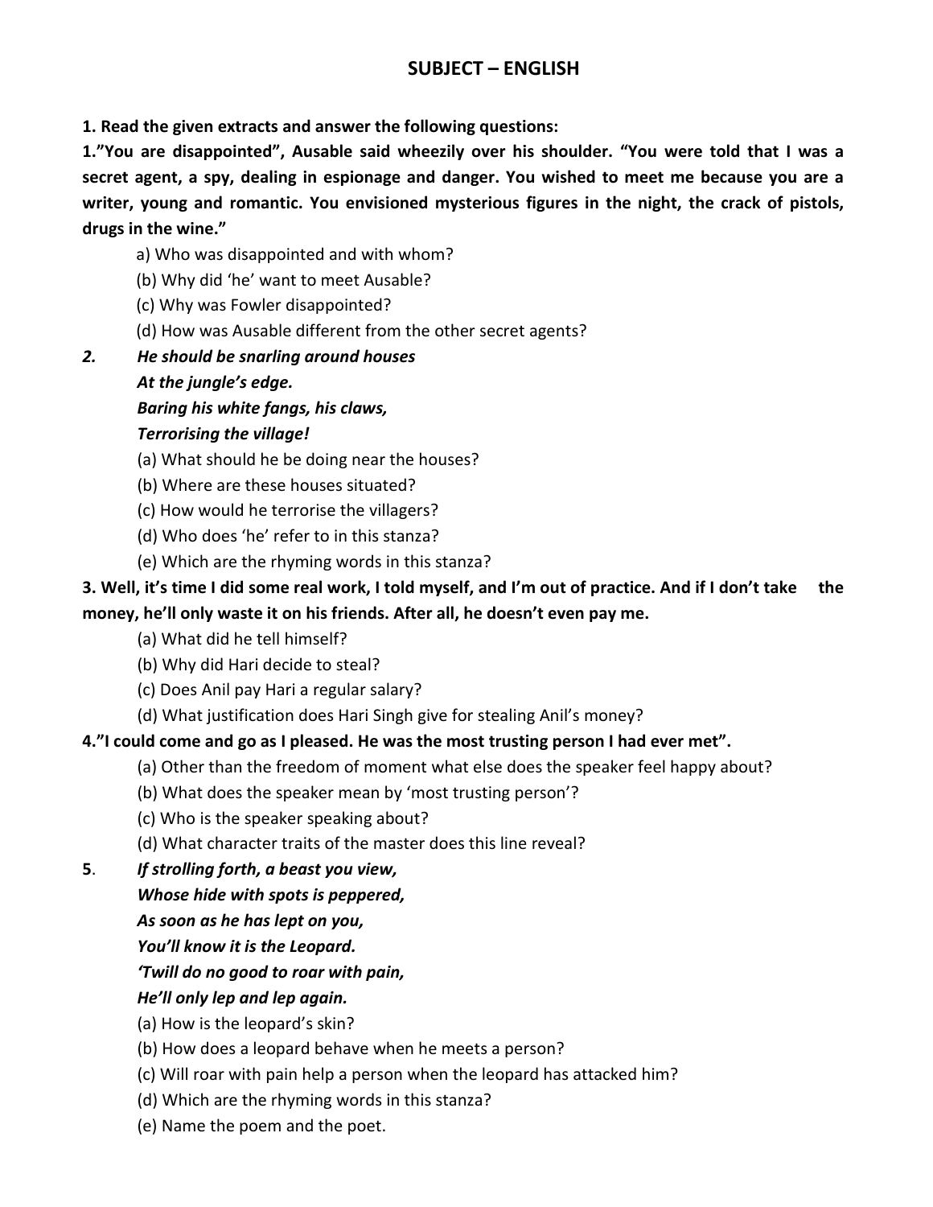## SUBJECT – ENGLISH

**1. Read the given extracts and answer the following questions:**

**1."You are disappointed", Ausable said wheezily over his shoulder. "You were told that I was a secret agent, a spy, dealing in espionage and danger. You wished to meet me because you are a writer, young and romantic. You envisioned mysterious figures in the night, the crack of pistols, drugs in the wine."**

a) Who was disappointed and with whom?

(b) Why did 'he' want to meet Ausable?

(c) Why was Fowler disappointed?

(d) How was Ausable different from the other secret agents?

***2.*** ***He should be snarling around houses***

***At the jungle's edge.***

***Baring his white fangs, his claws,***

***Terrorising the village!***

(a) What should he be doing near the houses?

(b) Where are these houses situated?

(c) How would he terrorise the villagers?

(d) Who does 'he' refer to in this stanza?

(e) Which are the rhyming words in this stanza?

**3. Well, it's time I did some real work, I told myself, and I'm out of practice. And if I don't take the money, he'll only waste it on his friends. After all, he doesn't even pay me.**

(a) What did he tell himself?

(b) Why did Hari decide to steal?

(c) Does Anil pay Hari a regular salary?

(d) What justification does Hari Singh give for stealing Anil's money?

**4."I could come and go as I pleased. He was the most trusting person I had ever met".**

(a) Other than the freedom of moment what else does the speaker feel happy about?

(b) What does the speaker mean by 'most trusting person'?

(c) Who is the speaker speaking about?

(d) What character traits of the master does this line reveal?

**5**. ***If strolling forth, a beast you view,***

***Whose hide with spots is peppered,***

***As soon as he has lept on you,***

***You'll know it is the Leopard.***

***'Twill do no good to roar with pain,***

***He'll only lep and lep again.***

(a) How is the leopard's skin?

(b) How does a leopard behave when he meets a person?

(c) Will roar with pain help a person when the leopard has attacked him?

(d) Which are the rhyming words in this stanza?

(e) Name the poem and the poet.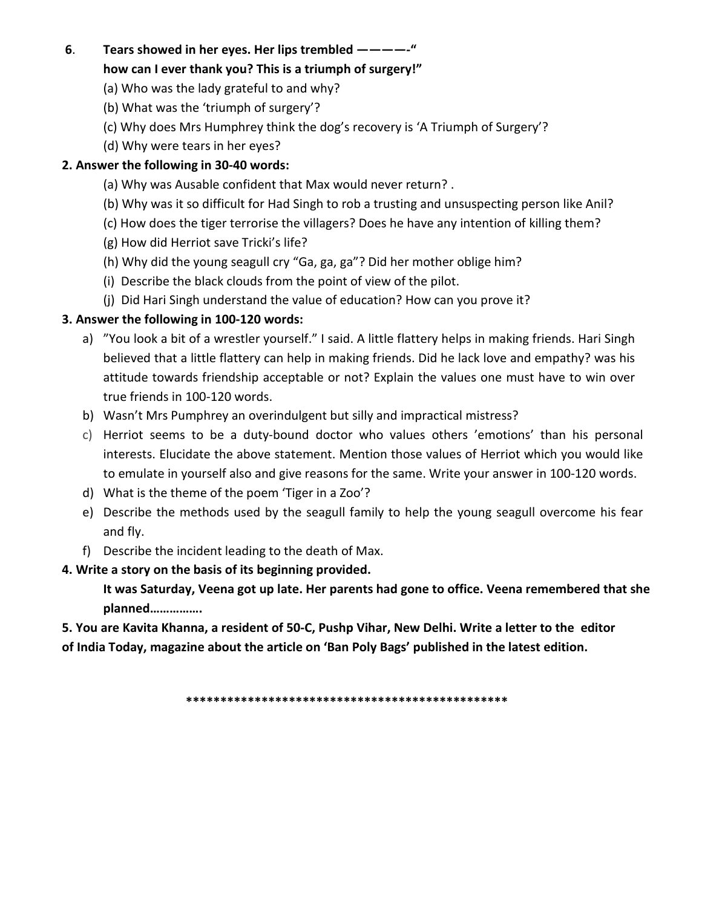**6.** **Tears showed in her eyes. Her lips trembled ————-"**
**how can I ever thank you? This is a triumph of surgery!"**

(a) Who was the lady grateful to and why?

(b) What was the 'triumph of surgery'?

(c) Why does Mrs Humphrey think the dog's recovery is 'A Triumph of Surgery'?

(d) Why were tears in her eyes?

**2. Answer the following in 30-40 words:**

(a) Why was Ausable confident that Max would never return? .

(b) Why was it so difficult for Had Singh to rob a trusting and unsuspecting person like Anil?

(c) How does the tiger terrorise the villagers? Does he have any intention of killing them?

(g) How did Herriot save Tricki's life?

(h) Why did the young seagull cry "Ga, ga, ga"? Did her mother oblige him?

(i) Describe the black clouds from the point of view of the pilot.

(j) Did Hari Singh understand the value of education? How can you prove it?

**3. Answer the following in 100-120 words:**

a) "You look a bit of a wrestler yourself." I said. A little flattery helps in making friends. Hari Singh believed that a little flattery can help in making friends. Did he lack love and empathy? was his attitude towards friendship acceptable or not? Explain the values one must have to win over true friends in 100-120 words.

b) Wasn't Mrs Pumphrey an overindulgent but silly and impractical mistress?

c) Herriot seems to be a duty-bound doctor who values others 'emotions' than his personal interests. Elucidate the above statement. Mention those values of Herriot which you would like to emulate in yourself also and give reasons for the same. Write your answer in 100-120 words.

d) What is the theme of the poem 'Tiger in a Zoo'?

e) Describe the methods used by the seagull family to help the young seagull overcome his fear and fly.

f) Describe the incident leading to the death of Max.

**4. Write a story on the basis of its beginning provided.**

**It was Saturday, Veena got up late. Her parents had gone to office. Veena remembered that she planned…………….**

**5. You are Kavita Khanna, a resident of 50-C, Pushp Vihar, New Delhi. Write a letter to the editor of India Today, magazine about the article on 'Ban Poly Bags' published in the latest edition.**

\*\*\*\*\*\*\*\*\*\*\*\*\*\*\*\*\*\*\*\*\*\*\*\*\*\*\*\*\*\*\*\*\*\*\*\*\*\*\*\*\*\*\*\*\*\*\*\*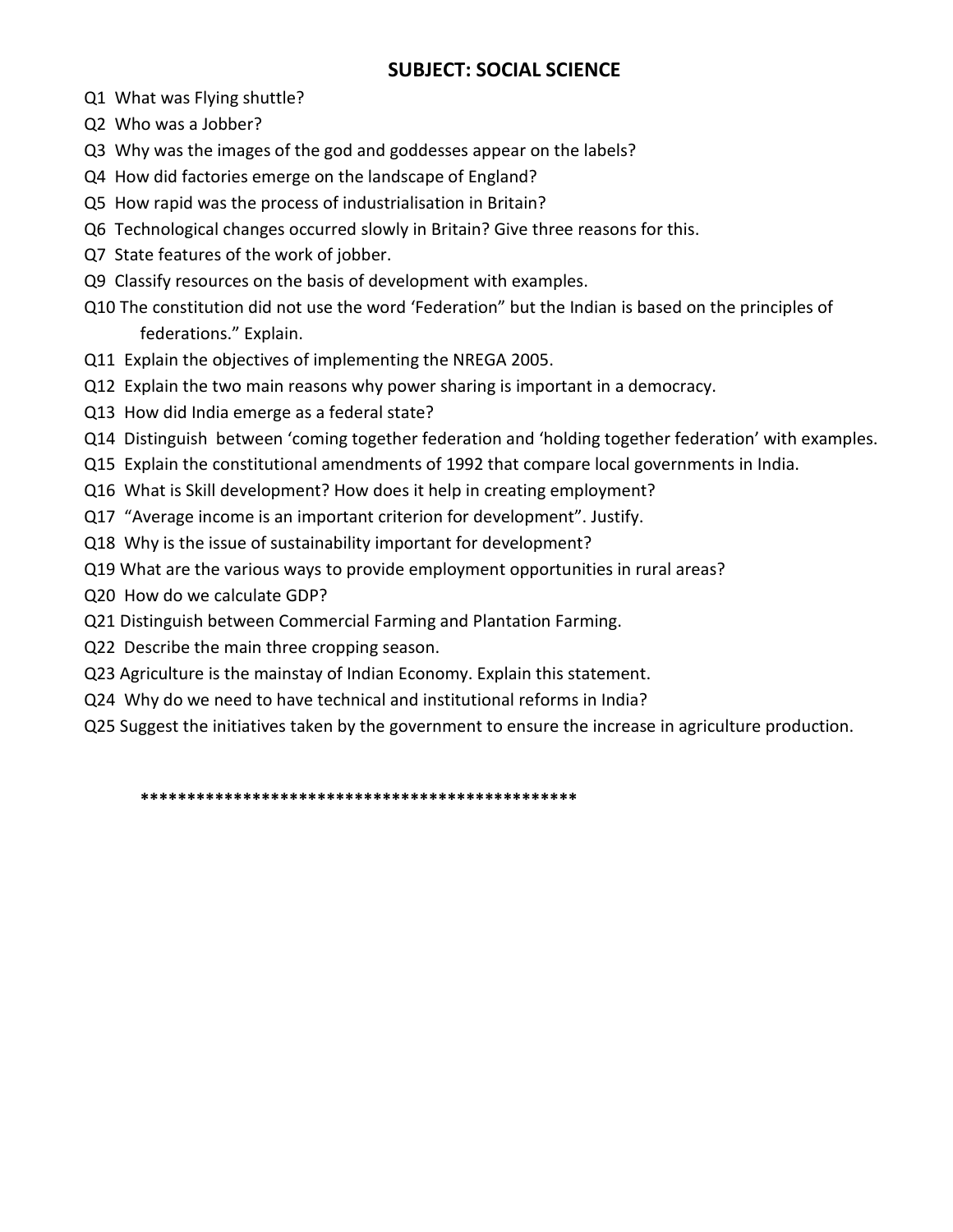## SUBJECT: SOCIAL SCIENCE

Q1 What was Flying shuttle?

Q2 Who was a Jobber?

Q3 Why was the images of the god and goddesses appear on the labels?

Q4 How did factories emerge on the landscape of England?

Q5 How rapid was the process of industrialisation in Britain?

Q6 Technological changes occurred slowly in Britain? Give three reasons for this.

Q7 State features of the work of jobber.

Q9 Classify resources on the basis of development with examples.

Q10 The constitution did not use the word 'Federation" but the Indian is based on the principles of federations." Explain.

Q11 Explain the objectives of implementing the NREGA 2005.

Q12 Explain the two main reasons why power sharing is important in a democracy.

Q13 How did India emerge as a federal state?

Q14 Distinguish between 'coming together federation and 'holding together federation' with examples.

Q15 Explain the constitutional amendments of 1992 that compare local governments in India.

Q16 What is Skill development? How does it help in creating employment?

Q17 "Average income is an important criterion for development". Justify.

Q18 Why is the issue of sustainability important for development?

Q19 What are the various ways to provide employment opportunities in rural areas?

Q20 How do we calculate GDP?

Q21 Distinguish between Commercial Farming and Plantation Farming.

Q22 Describe the main three cropping season.

Q23 Agriculture is the mainstay of Indian Economy. Explain this statement.

Q24 Why do we need to have technical and institutional reforms in India?

Q25 Suggest the initiatives taken by the government to ensure the increase in agriculture production.

************************************************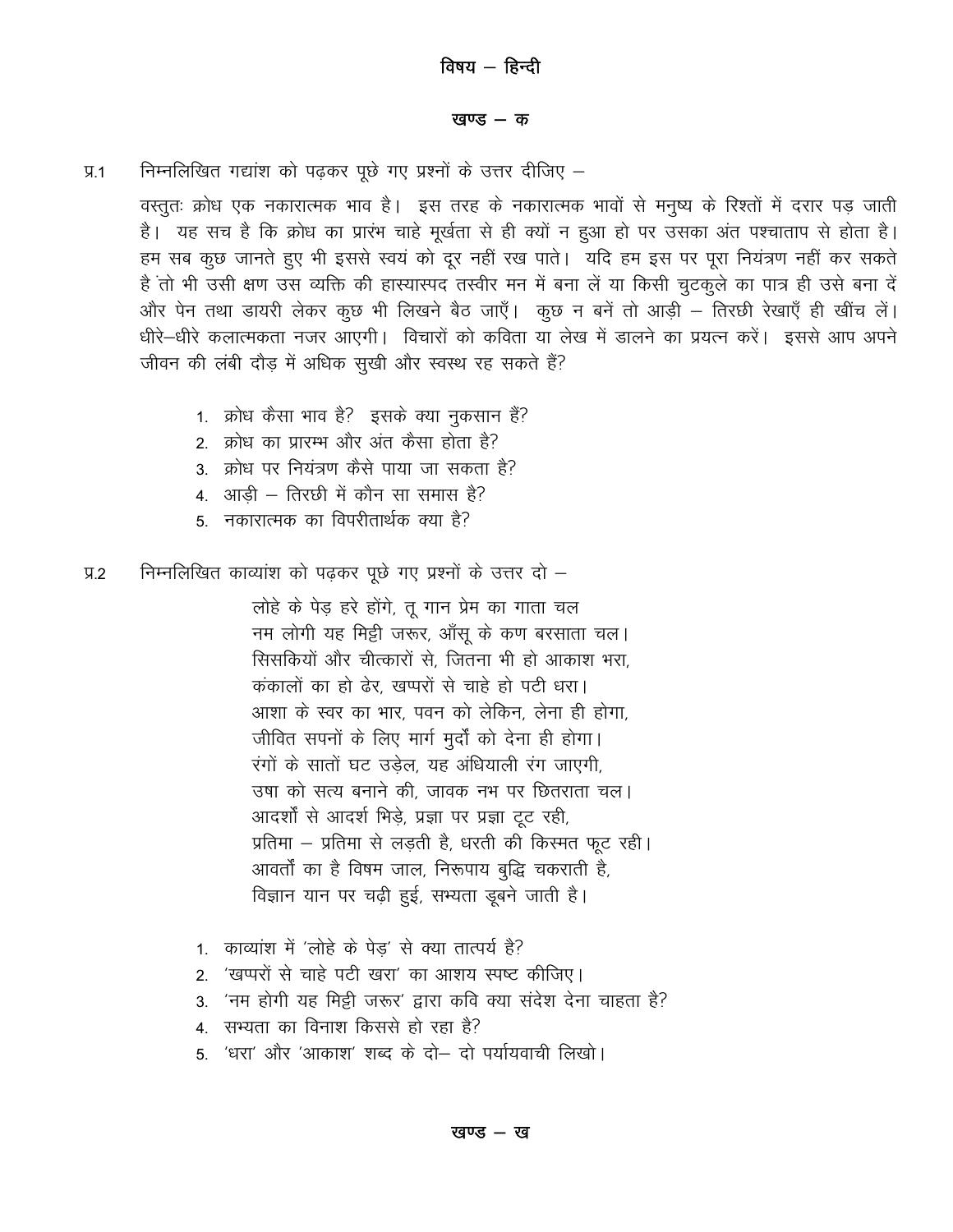## विषय – हिन्दी

### खण्ड – क

प्र.1 निम्नलिखित गद्यांश को पढ़कर पूछे गए प्रश्नों के उत्तर दीजिए –

वस्तुतः क्रोध एक नकारात्मक भाव है। इस तरह के नकारात्मक भावों से मनुष्य के रिश्तों में दरार पड़ जाती है। यह सच है कि क्रोध का प्रारंभ चाहे मूर्खता से ही क्यों न हुआ हो पर उसका अंत पश्चाताप से होता है। हम सब कुछ जानते हुए भी इससे स्वयं को दूर नहीं रख पाते। यदि हम इस पर पूरा नियंत्रण नहीं कर सकते है तो भी उसी क्षण उस व्यक्ति की हास्यास्पद तस्वीर मन में बना लें या किसी चुटकुले का पात्र ही उसे बना दें और पेन तथा डायरी लेकर कुछ भी लिखने बैठ जाएँ। कुछ न बनें तो आड़ी – तिरछी रेखाएँ ही खींच लें। धीरे–धीरे कलात्मकता नजर आएगी। विचारों को कविता या लेख में डालने का प्रयत्न करें। इससे आप अपने जीवन की लंबी दौड़ में अधिक सुखी और स्वस्थ रह सकते हैं?

1. क्रोध कैसा भाव है? इसके क्या नुकसान हैं?
2. क्रोध का प्रारम्भ और अंत कैसा होता है?
3. क्रोध पर नियंत्रण कैसे पाया जा सकता है?
4. आड़ी – तिरछी में कौन सा समास है?
5. नकारात्मक का विपरीतार्थक क्या है?

प्र.2 निम्नलिखित काव्यांश को पढ़कर पूछे गए प्रश्नों के उत्तर दो –

लोहे के पेड़ हरे होंगे, तू गान प्रेम का गाता चल  
नम लोगी यह मिट्टी जरूर, आँसू के कण बरसाता चल।  
सिसकियों और चीत्कारों से, जितना भी हो आकाश भरा,  
कंकालों का हो ढेर, खप्परों से चाहे हो पटी धरा।  
आशा के स्वर का भार, पवन को लेकिन, लेना ही होगा,  
जीवित सपनों के लिए मार्ग मुर्दों को देना ही होगा।  
रंगों के सातों घट उड़ेल, यह अंधियाली रंग जाएगी,  
उषा को सत्य बनाने की, जावक नभ पर छितराता चल।  
आदर्शों से आदर्श भिड़े, प्रज्ञा पर प्रज्ञा टूट रही,  
प्रतिमा – प्रतिमा से लड़ती है, धरती की किस्मत फूट रही।  
आवर्तों का है विषम जाल, निरूपाय बुद्धि चकराती है,  
विज्ञान यान पर चढ़ी हुई, सभ्यता डूबने जाती है।

1. काव्यांश में 'लोहे के पेड़' से क्या तात्पर्य है?
2. 'खप्परों से चाहे पटी खरा' का आशय स्पष्ट कीजिए।
3. 'नम होगी यह मिट्टी जरूर' द्वारा कवि क्या संदेश देना चाहता है?
4. सभ्यता का विनाश किससे हो रहा है?
5. 'धरा' और 'आकाश' शब्द के दो– दो पर्यायवाची लिखो।

### खण्ड – ख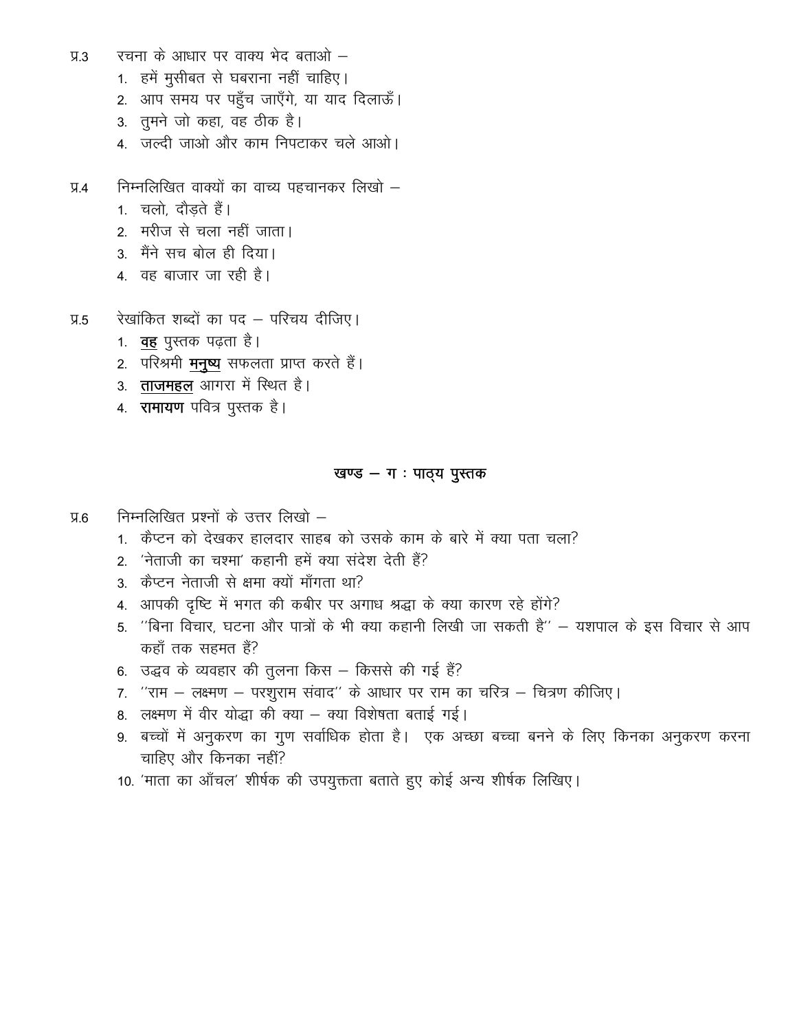प्र.3 रचना के आधार पर वाक्य भेद बताओ –

1. हमें मुसीबत से घबराना नहीं चाहिए।
2. आप समय पर पहुँच जाएँगे, या याद दिलाऊँ।
3. तुमने जो कहा, वह ठीक है।
4. जल्दी जाओ और काम निपटाकर चले आओ।

प्र.4 निम्नलिखित वाक्यों का वाच्य पहचानकर लिखो –

1. चलो, दौड़ते हैं।
2. मरीज से चला नहीं जाता।
3. मैंने सच बोल ही दिया।
4. वह बाजार जा रही है।

प्र.5 रेखांकित शब्दों का पद – परिचय दीजिए।

1. **वह** पुस्तक पढ़ता है।
2. परिश्रमी **मनुष्य** सफलता प्राप्त करते हैं।
3. **ताजमहल** आगरा में स्थित है।
4. **रामायण** पवित्र पुस्तक है।

## खण्ड – ग : पाठ्य पुस्तक

प्र.6 निम्नलिखित प्रश्नों के उत्तर लिखो –

1. कैप्टन को देखकर हालदार साहब को उसके काम के बारे में क्या पता चला?
2. 'नेताजी का चश्मा' कहानी हमें क्या संदेश देती हैं?
3. कैप्टन नेताजी से क्षमा क्यों माँगता था?
4. आपकी दृष्टि में भगत की कबीर पर अगाध श्रद्धा के क्या कारण रहे होंगे?
5. "बिना विचार, घटना और पात्रों के भी क्या कहानी लिखी जा सकती है" – यशपाल के इस विचार से आप कहाँ तक सहमत हैं?
6. उद्धव के व्यवहार की तुलना किस – किससे की गई हैं?
7. "राम – लक्ष्मण – परशुराम संवाद" के आधार पर राम का चरित्र – चित्रण कीजिए।
8. लक्ष्मण में वीर योद्धा की क्या – क्या विशेषता बताई गई।
9. बच्चों में अनुकरण का गुण सर्वाधिक होता है। एक अच्छा बच्चा बनने के लिए किनका अनुकरण करना चाहिए और किनका नहीं?
10. 'माता का आँचल' शीर्षक की उपयुक्तता बताते हुए कोई अन्य शीर्षक लिखिए।